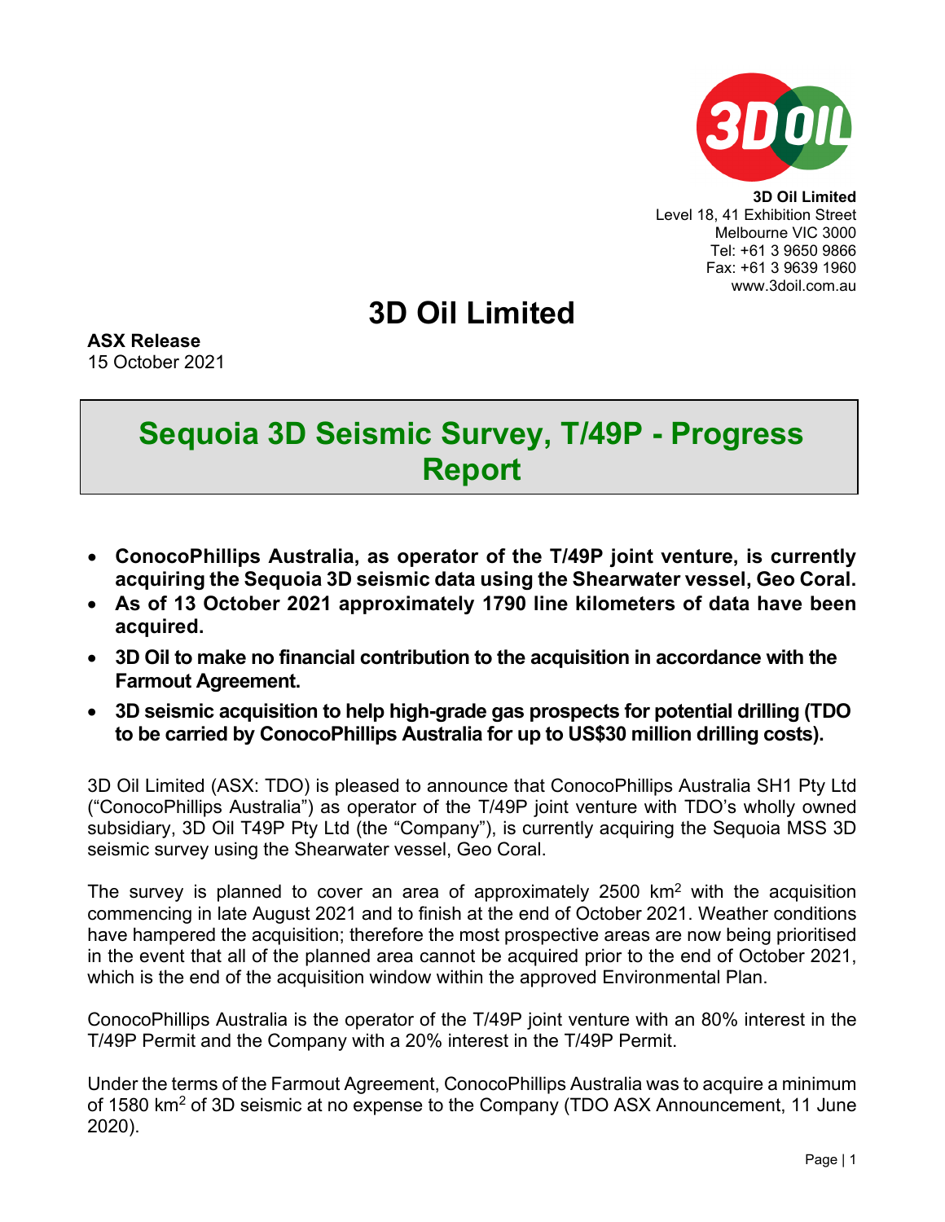3D Oil Limited
Level 18, 41 Exhibition Street
Melbourne VIC 3000
Tel: +61 3 9650 9866
Fax: +61 3 9639 1960
www.3doil.com.au

# 3D Oil Limited

**ASX Release**
15 October 2021

## Sequoia 3D Seismic Survey, T/49P - Progress Report

- **ConocoPhillips Australia, as operator of the T/49P joint venture, is currently acquiring the Sequoia 3D seismic data using the Shearwater vessel, Geo Coral.**
- **As of 13 October 2021 approximately 1790 line kilometers of data have been acquired.**
- **3D Oil to make no financial contribution to the acquisition in accordance with the Farmout Agreement.**
- **3D seismic acquisition to help high-grade gas prospects for potential drilling (TDO to be carried by ConocoPhillips Australia for up to US$30 million drilling costs).**

3D Oil Limited (ASX: TDO) is pleased to announce that ConocoPhillips Australia SH1 Pty Ltd ("ConocoPhillips Australia") as operator of the T/49P joint venture with TDO's wholly owned subsidiary, 3D Oil T49P Pty Ltd (the "Company"), is currently acquiring the Sequoia MSS 3D seismic survey using the Shearwater vessel, Geo Coral.

The survey is planned to cover an area of approximately 2500 km$^2$ with the acquisition commencing in late August 2021 and to finish at the end of October 2021. Weather conditions have hampered the acquisition; therefore the most prospective areas are now being prioritised in the event that all of the planned area cannot be acquired prior to the end of October 2021, which is the end of the acquisition window within the approved Environmental Plan.

ConocoPhillips Australia is the operator of the T/49P joint venture with an 80% interest in the T/49P Permit and the Company with a 20% interest in the T/49P Permit.

Under the terms of the Farmout Agreement, ConocoPhillips Australia was to acquire a minimum of 1580 km$^2$ of 3D seismic at no expense to the Company (TDO ASX Announcement, 11 June 2020).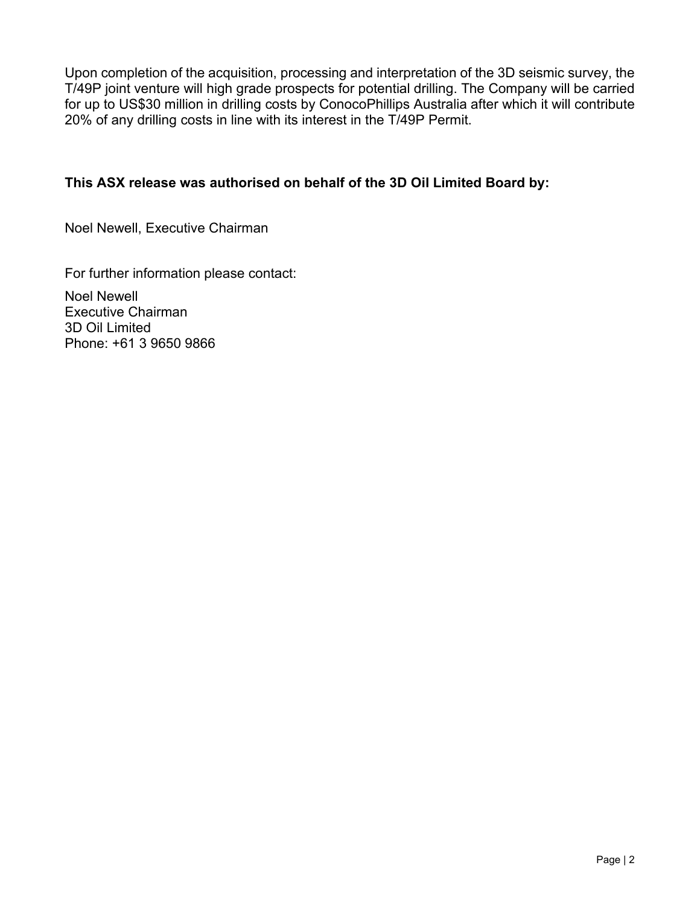Upon completion of the acquisition, processing and interpretation of the 3D seismic survey, the T/49P joint venture will high grade prospects for potential drilling. The Company will be carried for up to US$30 million in drilling costs by ConocoPhillips Australia after which it will contribute 20% of any drilling costs in line with its interest in the T/49P Permit.

**This ASX release was authorised on behalf of the 3D Oil Limited Board by:**

Noel Newell, Executive Chairman

For further information please contact:

Noel Newell
Executive Chairman
3D Oil Limited
Phone: +61 3 9650 9866